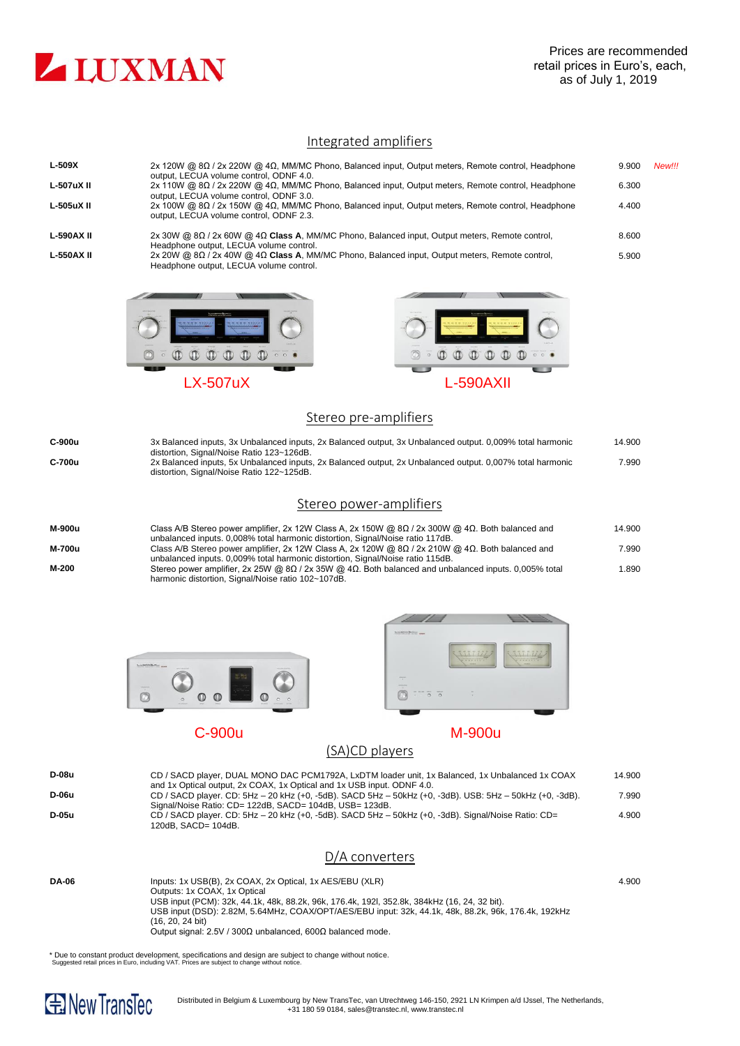# LUXMAN

Prices are recommended retail prices in Euro's, each, as of July 1, 2019

## Integrated amplifiers

| Model | Description | Price | |
|---|---|---|---|
| **L-509X** | 2x 120W @ 8Ω / 2x 220W @ 4Ω, MM/MC Phono, Balanced input, Output meters, Remote control, Headphone output, LECUA volume control, ODNF 4.0. | 9.900 | *New!!!* |
| **L-507uX II** | 2x 110W @ 8Ω / 2x 220W @ 4Ω, MM/MC Phono, Balanced input, Output meters, Remote control, Headphone output, LECUA volume control, ODNF 3.0. | 6.300 | |
| **L-505uX II** | 2x 100W @ 8Ω / 2x 150W @ 4Ω, MM/MC Phono, Balanced input, Output meters, Remote control, Headphone output, LECUA volume control, ODNF 2.3. | 4.400 | |
| **L-590AX II** | 2x 30W @ 8Ω / 2x 60W @ 4Ω **Class A**, MM/MC Phono, Balanced input, Output meters, Remote control, Headphone output, LECUA volume control. | 8.600 | |
| **L-550AX II** | 2x 20W @ 8Ω / 2x 40W @ 4Ω **Class A**, MM/MC Phono, Balanced input, Output meters, Remote control, Headphone output, LECUA volume control. | 5.900 | |

LX-507uX

L-590AXII

## Stereo pre-amplifiers

| Model | Description | Price |
|---|---|---|
| **C-900u** | 3x Balanced inputs, 3x Unbalanced inputs, 2x Balanced output, 3x Unbalanced output. 0,009% total harmonic distortion, Signal/Noise Ratio 123~126dB. | 14.900 |
| **C-700u** | 2x Balanced inputs, 5x Unbalanced inputs, 2x Balanced output, 2x Unbalanced output. 0,007% total harmonic distortion, Signal/Noise Ratio 122~125dB. | 7.990 |

## Stereo power-amplifiers

| Model | Description | Price |
|---|---|---|
| **M-900u** | Class A/B Stereo power amplifier, 2x 12W Class A, 2x 150W @ 8Ω / 2x 300W @ 4Ω. Both balanced and unbalanced inputs. 0,008% total harmonic distortion, Signal/Noise ratio 117dB. | 14.900 |
| **M-700u** | Class A/B Stereo power amplifier, 2x 12W Class A, 2x 120W @ 8Ω / 2x 210W @ 4Ω. Both balanced and unbalanced inputs. 0,009% total harmonic distortion, Signal/Noise ratio 115dB. | 7.990 |
| **M-200** | Stereo power amplifier, 2x 25W @ 8Ω / 2x 35W @ 4Ω. Both balanced and unbalanced inputs. 0,005% total harmonic distortion, Signal/Noise ratio 102~107dB. | 1.890 |

C-900u

M-900u

## (SA)CD players

| Model | Description | Price |
|---|---|---|
| **D-08u** | CD / SACD player, DUAL MONO DAC PCM1792A, LxDTM loader unit, 1x Balanced, 1x Unbalanced 1x COAX and 1x Optical output, 2x COAX, 1x Optical and 1x USB input. ODNF 4.0. | 14.900 |
| **D-06u** | CD / SACD player. CD: 5Hz – 20 kHz (+0, -5dB). SACD 5Hz – 50kHz (+0, -3dB). USB: 5Hz – 50kHz (+0, -3dB). Signal/Noise Ratio: CD= 122dB, SACD= 104dB, USB= 123dB. | 7.990 |
| **D-05u** | CD / SACD player. CD: 5Hz – 20 kHz (+0, -5dB). SACD 5Hz – 50kHz (+0, -3dB). Signal/Noise Ratio: CD= 120dB, SACD= 104dB. | 4.900 |

## D/A converters

| Model | Description | Price |
|---|---|---|
| **DA-06** | Inputs: 1x USB(B), 2x COAX, 2x Optical, 1x AES/EBU (XLR)<br>Outputs: 1x COAX, 1x Optical<br>USB input (PCM): 32k, 44.1k, 48k, 88.2k, 96k, 176.4k, 192l, 352.8k, 384kHz (16, 24, 32 bit).<br>USB input (DSD): 2.82M, 5.64MHz, COAX/OPT/AES/EBU input: 32k, 44.1k, 48k, 88.2k, 96k, 176.4k, 192kHz (16, 20, 24 bit)<br>Output signal: 2.5V / 300Ω unbalanced, 600Ω balanced mode. | 4.900 |

* Due to constant product development, specifications and design are subject to change without notice.
Suggested retail prices in Euro, including VAT. Prices are subject to change without notice.

New TransTec

Distributed in Belgium & Luxembourg by New TransTec, van Utrechtweg 146-150, 2921 LN Krimpen a/d IJssel, The Netherlands, +31 180 59 0184, sales@transtec.nl, www.transtec.nl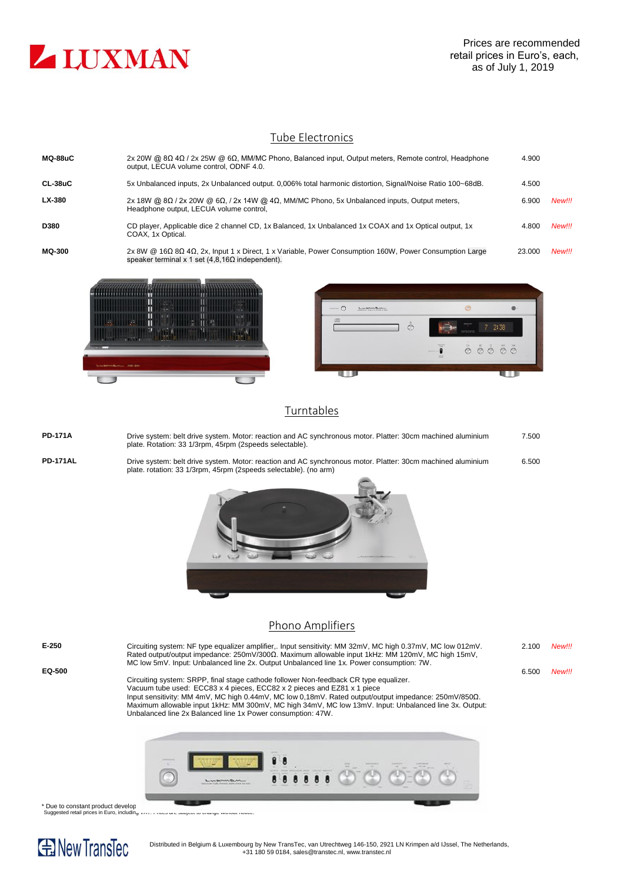Prices are recommended retail prices in Euro's, each, as of July 1, 2019

## Tube Electronics

| | | | |
|---|---|---|---|
| **MQ-88uC** | 2x 20W @ 8Ω 4Ω / 2x 25W @ 6Ω, MM/MC Phono, Balanced input, Output meters, Remote control, Headphone output, LECUA volume control, ODNF 4.0. | 4.900 | |
| **CL-38uC** | 5x Unbalanced inputs, 2x Unbalanced output. 0,006% total harmonic distortion, Signal/Noise Ratio 100~68dB. | 4.500 | |
| **LX-380** | 2x 18W @ 8Ω / 2x 20W @ 6Ω, / 2x 14W @ 4Ω, MM/MC Phono, 5x Unbalanced inputs, Output meters, Headphone output, LECUA volume control, | 6.900 | *New!!!* |
| **D380** | CD player, Applicable dice 2 channel CD, 1x Balanced, 1x Unbalanced 1x COAX and 1x Optical output, 1x COAX, 1x Optical. | 4.800 | *New!!!* |
| **MQ-300** | 2x 8W @ 16Ω 8Ω 4Ω, 2x, Input 1 x Direct, 1 x Variable, Power Consumption 160W, Power Consumption Large speaker terminal x 1 set (4,8,16Ω independent). | 23.000 | *New!!!* |

## Turntables

| | | | |
|---|---|---|---|
| **PD-171A** | Drive system: belt drive system. Motor: reaction and AC synchronous motor. Platter: 30cm machined aluminium plate. Rotation: 33 1/3rpm, 45rpm (2speeds selectable). | 7.500 | |
| **PD-171AL** | Drive system: belt drive system. Motor: reaction and AC synchronous motor. Platter: 30cm machined aluminium plate. rotation: 33 1/3rpm, 45rpm (2speeds selectable). (no arm) | 6.500 | |

## Phono Amplifiers

| | | | |
|---|---|---|---|
| **E-250** | Circuiting system: NF type equalizer amplifier,. Input sensitivity: MM 32mV, MC high 0.37mV, MC low 012mV. Rated output/output impedance: 250mV/300Ω. Maximum allowable input 1kHz: MM 120mV, MC high 15mV, MC low 5mV. Input: Unbalanced line 2x. Output Unbalanced line 1x. Power consumption: 7W. | 2.100 | *New!!!* |
| **EQ-500** | Circuiting system: SRPP, final stage cathode follower Non-feedback CR type equalizer. Vacuum tube used: ECC83 x 4 pieces, ECC82 x 2 pieces and EZ81 x 1 piece Input sensitivity: MM 4mV, MC high 0.44mV, MC low 0,18mV. Rated output/output impedance: 250mV/850Ω. Maximum allowable input 1kHz: MM 300mV, MC high 34mV, MC low 13mV. Input: Unbalanced line 3x. Output: Unbalanced line 2x Balanced line 1x Power consumption: 47W. | 6.500 | *New!!!* |

* Due to constant product develop...
Suggested retail prices in Euro, including VAT. Prices are subject to change without notice.

Distributed in Belgium & Luxembourg by New TransTec, van Utrechtweg 146-150, 2921 LN Krimpen a/d IJssel, The Netherlands, +31 180 59 0184, sales@transtec.nl, www.transtec.nl